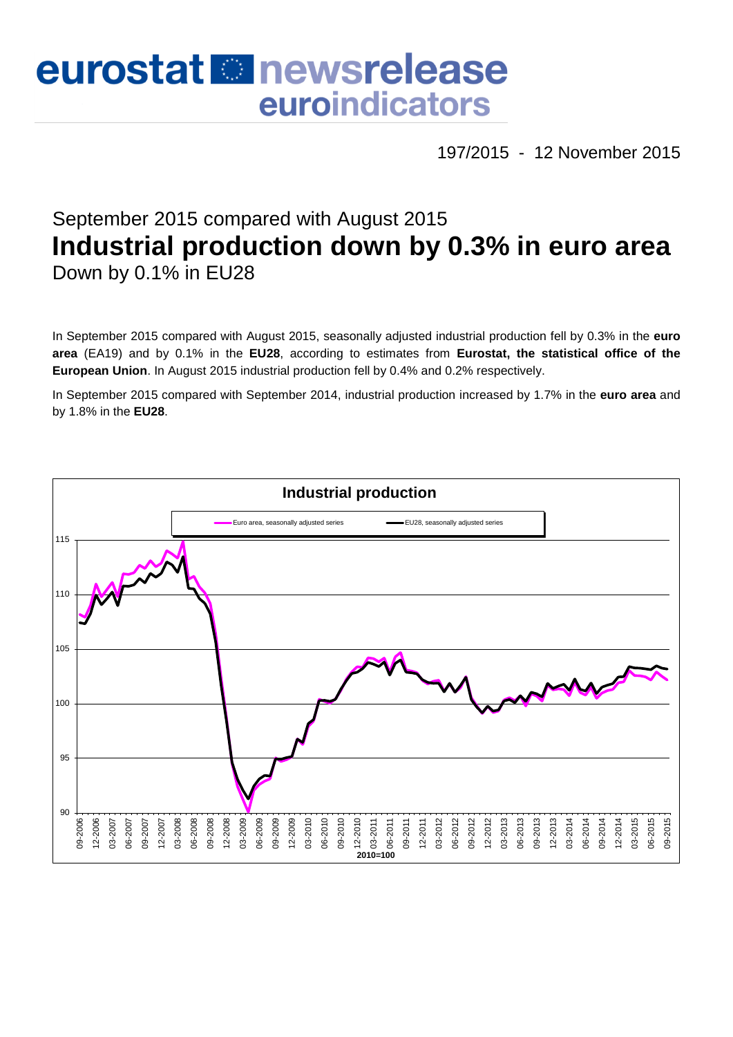# eurostat newsrelease euroindicators

197/2015 - 12 November 2015

## September 2015 compared with August 2015

# Industrial production down by 0.3% in euro area

## Down by 0.1% in EU28

In September 2015 compared with August 2015, seasonally adjusted industrial production fell by 0.3% in the **euro area** (EA19) and by 0.1% in the **EU28**, according to estimates from **Eurostat, the statistical office of the European Union**. In August 2015 industrial production fell by 0.4% and 0.2% respectively.

In September 2015 compared with September 2014, industrial production increased by 1.7% in the **euro area** and by 1.8% in the **EU28**.

**Industrial production**

Euro area, seasonally adjusted series — EU28, seasonally adjusted series

2010=100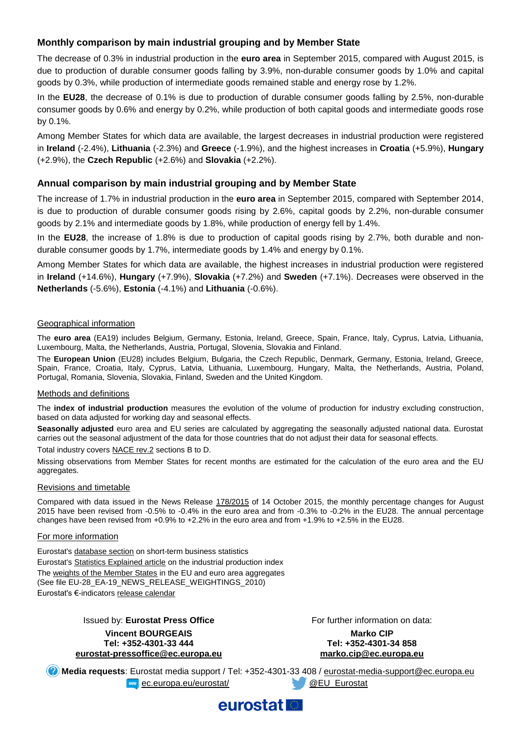## Monthly comparison by main industrial grouping and by Member State

The decrease of 0.3% in industrial production in the **euro area** in September 2015, compared with August 2015, is due to production of durable consumer goods falling by 3.9%, non-durable consumer goods by 1.0% and capital goods by 0.3%, while production of intermediate goods remained stable and energy rose by 1.2%.

In the **EU28**, the decrease of 0.1% is due to production of durable consumer goods falling by 2.5%, non-durable consumer goods by 0.6% and energy by 0.2%, while production of both capital goods and intermediate goods rose by 0.1%.

Among Member States for which data are available, the largest decreases in industrial production were registered in **Ireland** (-2.4%), **Lithuania** (-2.3%) and **Greece** (-1.9%), and the highest increases in **Croatia** (+5.9%), **Hungary** (+2.9%), the **Czech Republic** (+2.6%) and **Slovakia** (+2.2%).

## Annual comparison by main industrial grouping and by Member State

The increase of 1.7% in industrial production in the **euro area** in September 2015, compared with September 2014, is due to production of durable consumer goods rising by 2.6%, capital goods by 2.2%, non-durable consumer goods by 2.1% and intermediate goods by 1.8%, while production of energy fell by 1.4%.

In the **EU28**, the increase of 1.8% is due to production of capital goods rising by 2.7%, both durable and non-durable consumer goods by 1.7%, intermediate goods by 1.4% and energy by 0.1%.

Among Member States for which data are available, the highest increases in industrial production were registered in **Ireland** (+14.6%), **Hungary** (+7.9%), **Slovakia** (+7.2%) and **Sweden** (+7.1%). Decreases were observed in the **Netherlands** (-5.6%), **Estonia** (-4.1%) and **Lithuania** (-0.6%).

### Geographical information

The **euro area** (EA19) includes Belgium, Germany, Estonia, Ireland, Greece, Spain, France, Italy, Cyprus, Latvia, Lithuania, Luxembourg, Malta, the Netherlands, Austria, Portugal, Slovenia, Slovakia and Finland.

The **European Union** (EU28) includes Belgium, Bulgaria, the Czech Republic, Denmark, Germany, Estonia, Ireland, Greece, Spain, France, Croatia, Italy, Cyprus, Latvia, Lithuania, Luxembourg, Hungary, Malta, the Netherlands, Austria, Poland, Portugal, Romania, Slovenia, Slovakia, Finland, Sweden and the United Kingdom.

### Methods and definitions

The **index of industrial production** measures the evolution of the volume of production for industry excluding construction, based on data adjusted for working day and seasonal effects.

**Seasonally adjusted** euro area and EU series are calculated by aggregating the seasonally adjusted national data. Eurostat carries out the seasonal adjustment of the data for those countries that do not adjust their data for seasonal effects.

Total industry covers NACE rev.2 sections B to D.

Missing observations from Member States for recent months are estimated for the calculation of the euro area and the EU aggregates.

### Revisions and timetable

Compared with data issued in the News Release 178/2015 of 14 October 2015, the monthly percentage changes for August 2015 have been revised from -0.5% to -0.4% in the euro area and from -0.3% to -0.2% in the EU28. The annual percentage changes have been revised from +0.9% to +2.2% in the euro area and from +1.9% to +2.5% in the EU28.

### For more information

Eurostat's database section on short-term business statistics

Eurostat's Statistics Explained article on the industrial production index

The weights of the Member States in the EU and euro area aggregates
(See file EU-28_EA-19_NEWS_RELEASE_WEIGHTINGS_2010)

Eurostat's €-indicators release calendar

Issued by: **Eurostat Press Office**

**Vincent BOURGEAIS**
**Tel: +352-4301-33 444**
**eurostat-pressoffice@ec.europa.eu**

For further information on data:

**Marko CIP**
**Tel: +352-4301-34 858**
**marko.cip@ec.europa.eu**

**Media requests**: Eurostat media support / Tel: +352-4301-33 408 / eurostat-media-support@ec.europa.eu

ec.europa.eu/eurostat/ @EU_Eurostat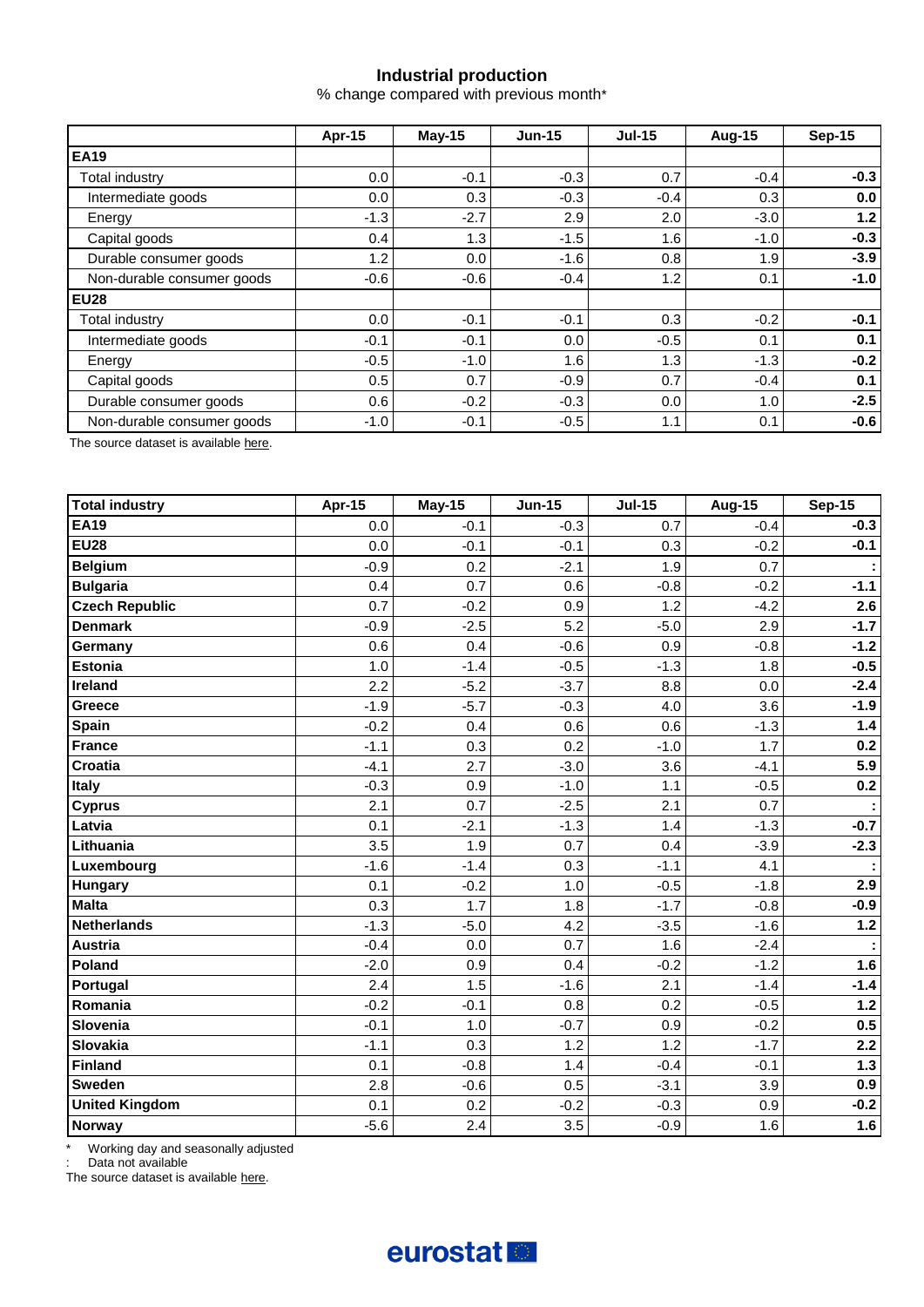## Industrial production

% change compared with previous month*

| | Apr-15 | May-15 | Jun-15 | Jul-15 | Aug-15 | Sep-15 |
|---|---|---|---|---|---|---|
| **EA19** | | | | | | |
| Total industry | 0.0 | -0.1 | -0.3 | 0.7 | -0.4 | **-0.3** |
| Intermediate goods | 0.0 | 0.3 | -0.3 | -0.4 | 0.3 | **0.0** |
| Energy | -1.3 | -2.7 | 2.9 | 2.0 | -3.0 | **1.2** |
| Capital goods | 0.4 | 1.3 | -1.5 | 1.6 | -1.0 | **-0.3** |
| Durable consumer goods | 1.2 | 0.0 | -1.6 | 0.8 | 1.9 | **-3.9** |
| Non-durable consumer goods | -0.6 | -0.6 | -0.4 | 1.2 | 0.1 | **-1.0** |
| **EU28** | | | | | | |
| Total industry | 0.0 | -0.1 | -0.1 | 0.3 | -0.2 | **-0.1** |
| Intermediate goods | -0.1 | -0.1 | 0.0 | -0.5 | 0.1 | **0.1** |
| Energy | -0.5 | -1.0 | 1.6 | 1.3 | -1.3 | **-0.2** |
| Capital goods | 0.5 | 0.7 | -0.9 | 0.7 | -0.4 | **0.1** |
| Durable consumer goods | 0.6 | -0.2 | -0.3 | 0.0 | 1.0 | **-2.5** |
| Non-durable consumer goods | -1.0 | -0.1 | -0.5 | 1.1 | 0.1 | **-0.6** |

The source dataset is available here.

| **Total industry** | Apr-15 | May-15 | Jun-15 | Jul-15 | Aug-15 | Sep-15 |
|---|---|---|---|---|---|---|
| **EA19** | 0.0 | -0.1 | -0.3 | 0.7 | -0.4 | **-0.3** |
| **EU28** | 0.0 | -0.1 | -0.1 | 0.3 | -0.2 | **-0.1** |
| **Belgium** | -0.9 | 0.2 | -2.1 | 1.9 | 0.7 | **:** |
| **Bulgaria** | 0.4 | 0.7 | 0.6 | -0.8 | -0.2 | **-1.1** |
| **Czech Republic** | 0.7 | -0.2 | 0.9 | 1.2 | -4.2 | **2.6** |
| **Denmark** | -0.9 | -2.5 | 5.2 | -5.0 | 2.9 | **-1.7** |
| **Germany** | 0.6 | 0.4 | -0.6 | 0.9 | -0.8 | **-1.2** |
| **Estonia** | 1.0 | -1.4 | -0.5 | -1.3 | 1.8 | **-0.5** |
| **Ireland** | 2.2 | -5.2 | -3.7 | 8.8 | 0.0 | **-2.4** |
| **Greece** | -1.9 | -5.7 | -0.3 | 4.0 | 3.6 | **-1.9** |
| **Spain** | -0.2 | 0.4 | 0.6 | 0.6 | -1.3 | **1.4** |
| **France** | -1.1 | 0.3 | 0.2 | -1.0 | 1.7 | **0.2** |
| **Croatia** | -4.1 | 2.7 | -3.0 | 3.6 | -4.1 | **5.9** |
| **Italy** | -0.3 | 0.9 | -1.0 | 1.1 | -0.5 | **0.2** |
| **Cyprus** | 2.1 | 0.7 | -2.5 | 2.1 | 0.7 | **:** |
| **Latvia** | 0.1 | -2.1 | -1.3 | 1.4 | -1.3 | **-0.7** |
| **Lithuania** | 3.5 | 1.9 | 0.7 | 0.4 | -3.9 | **-2.3** |
| **Luxembourg** | -1.6 | -1.4 | 0.3 | -1.1 | 4.1 | **:** |
| **Hungary** | 0.1 | -0.2 | 1.0 | -0.5 | -1.8 | **2.9** |
| **Malta** | 0.3 | 1.7 | 1.8 | -1.7 | -0.8 | **-0.9** |
| **Netherlands** | -1.3 | -5.0 | 4.2 | -3.5 | -1.6 | **1.2** |
| **Austria** | -0.4 | 0.0 | 0.7 | 1.6 | -2.4 | **:** |
| **Poland** | -2.0 | 0.9 | 0.4 | -0.2 | -1.2 | **1.6** |
| **Portugal** | 2.4 | 1.5 | -1.6 | 2.1 | -1.4 | **-1.4** |
| **Romania** | -0.2 | -0.1 | 0.8 | 0.2 | -0.5 | **1.2** |
| **Slovenia** | -0.1 | 1.0 | -0.7 | 0.9 | -0.2 | **0.5** |
| **Slovakia** | -1.1 | 0.3 | 1.2 | 1.2 | -1.7 | **2.2** |
| **Finland** | 0.1 | -0.8 | 1.4 | -0.4 | -0.1 | **1.3** |
| **Sweden** | 2.8 | -0.6 | 0.5 | -3.1 | 3.9 | **0.9** |
| **United Kingdom** | 0.1 | 0.2 | -0.2 | -0.3 | 0.9 | **-0.2** |
| **Norway** | -5.6 | 2.4 | 3.5 | -0.9 | 1.6 | **1.6** |

\* Working day and seasonally adjusted

: Data not available

The source dataset is available here.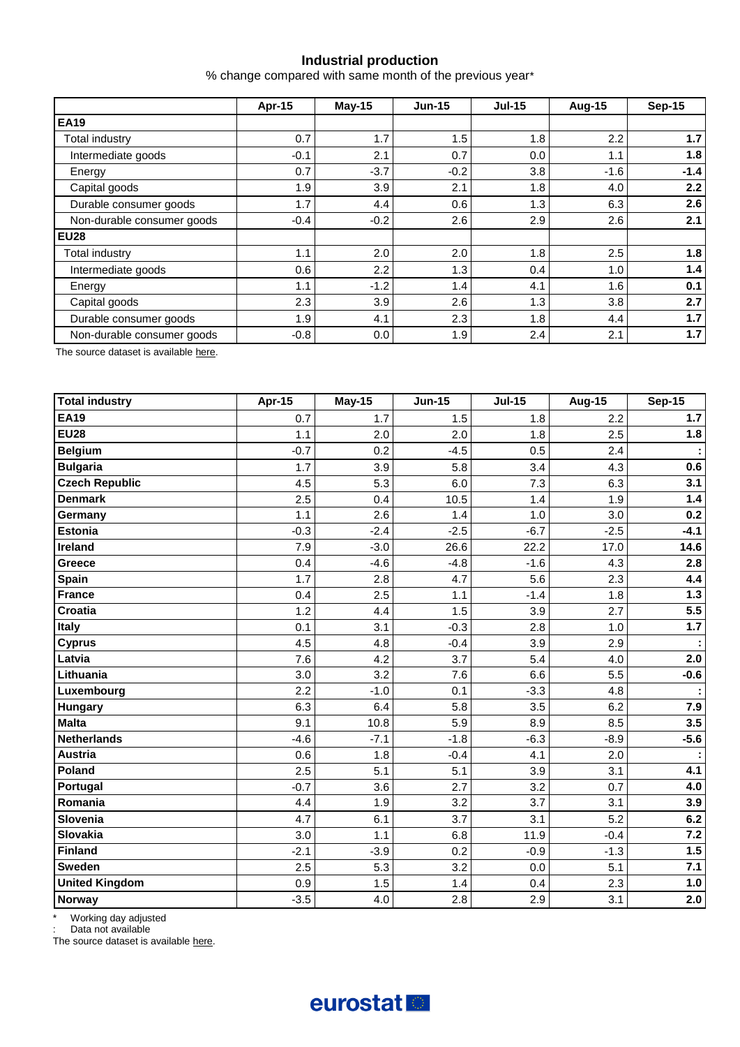### Industrial production

% change compared with same month of the previous year*

| | Apr-15 | May-15 | Jun-15 | Jul-15 | Aug-15 | Sep-15 |
|---|---|---|---|---|---|---|
| **EA19** | | | | | | |
| Total industry | 0.7 | 1.7 | 1.5 | 1.8 | 2.2 | **1.7** |
| Intermediate goods | -0.1 | 2.1 | 0.7 | 0.0 | 1.1 | **1.8** |
| Energy | 0.7 | -3.7 | -0.2 | 3.8 | -1.6 | **-1.4** |
| Capital goods | 1.9 | 3.9 | 2.1 | 1.8 | 4.0 | **2.2** |
| Durable consumer goods | 1.7 | 4.4 | 0.6 | 1.3 | 6.3 | **2.6** |
| Non-durable consumer goods | -0.4 | -0.2 | 2.6 | 2.9 | 2.6 | **2.1** |
| **EU28** | | | | | | |
| Total industry | 1.1 | 2.0 | 2.0 | 1.8 | 2.5 | **1.8** |
| Intermediate goods | 0.6 | 2.2 | 1.3 | 0.4 | 1.0 | **1.4** |
| Energy | 1.1 | -1.2 | 1.4 | 4.1 | 1.6 | **0.1** |
| Capital goods | 2.3 | 3.9 | 2.6 | 1.3 | 3.8 | **2.7** |
| Durable consumer goods | 1.9 | 4.1 | 2.3 | 1.8 | 4.4 | **1.7** |
| Non-durable consumer goods | -0.8 | 0.0 | 1.9 | 2.4 | 2.1 | **1.7** |

The source dataset is available here.

| **Total industry** | Apr-15 | May-15 | Jun-15 | Jul-15 | Aug-15 | Sep-15 |
|---|---|---|---|---|---|---|
| **EA19** | 0.7 | 1.7 | 1.5 | 1.8 | 2.2 | **1.7** |
| **EU28** | 1.1 | 2.0 | 2.0 | 1.8 | 2.5 | **1.8** |
| **Belgium** | -0.7 | 0.2 | -4.5 | 0.5 | 2.4 | **:** |
| **Bulgaria** | 1.7 | 3.9 | 5.8 | 3.4 | 4.3 | **0.6** |
| **Czech Republic** | 4.5 | 5.3 | 6.0 | 7.3 | 6.3 | **3.1** |
| **Denmark** | 2.5 | 0.4 | 10.5 | 1.4 | 1.9 | **1.4** |
| **Germany** | 1.1 | 2.6 | 1.4 | 1.0 | 3.0 | **0.2** |
| **Estonia** | -0.3 | -2.4 | -2.5 | -6.7 | -2.5 | **-4.1** |
| **Ireland** | 7.9 | -3.0 | 26.6 | 22.2 | 17.0 | **14.6** |
| **Greece** | 0.4 | -4.6 | -4.8 | -1.6 | 4.3 | **2.8** |
| **Spain** | 1.7 | 2.8 | 4.7 | 5.6 | 2.3 | **4.4** |
| **France** | 0.4 | 2.5 | 1.1 | -1.4 | 1.8 | **1.3** |
| **Croatia** | 1.2 | 4.4 | 1.5 | 3.9 | 2.7 | **5.5** |
| **Italy** | 0.1 | 3.1 | -0.3 | 2.8 | 1.0 | **1.7** |
| **Cyprus** | 4.5 | 4.8 | -0.4 | 3.9 | 2.9 | **:** |
| **Latvia** | 7.6 | 4.2 | 3.7 | 5.4 | 4.0 | **2.0** |
| **Lithuania** | 3.0 | 3.2 | 7.6 | 6.6 | 5.5 | **-0.6** |
| **Luxembourg** | 2.2 | -1.0 | 0.1 | -3.3 | 4.8 | **:** |
| **Hungary** | 6.3 | 6.4 | 5.8 | 3.5 | 6.2 | **7.9** |
| **Malta** | 9.1 | 10.8 | 5.9 | 8.9 | 8.5 | **3.5** |
| **Netherlands** | -4.6 | -7.1 | -1.8 | -6.3 | -8.9 | **-5.6** |
| **Austria** | 0.6 | 1.8 | -0.4 | 4.1 | 2.0 | **:** |
| **Poland** | 2.5 | 5.1 | 5.1 | 3.9 | 3.1 | **4.1** |
| **Portugal** | -0.7 | 3.6 | 2.7 | 3.2 | 0.7 | **4.0** |
| **Romania** | 4.4 | 1.9 | 3.2 | 3.7 | 3.1 | **3.9** |
| **Slovenia** | 4.7 | 6.1 | 3.7 | 3.1 | 5.2 | **6.2** |
| **Slovakia** | 3.0 | 1.1 | 6.8 | 11.9 | -0.4 | **7.2** |
| **Finland** | -2.1 | -3.9 | 0.2 | -0.9 | -1.3 | **1.5** |
| **Sweden** | 2.5 | 5.3 | 3.2 | 0.0 | 5.1 | **7.1** |
| **United Kingdom** | 0.9 | 1.5 | 1.4 | 0.4 | 2.3 | **1.0** |
| **Norway** | -3.5 | 4.0 | 2.8 | 2.9 | 3.1 | **2.0** |

\* Working day adjusted
: Data not available
The source dataset is available here.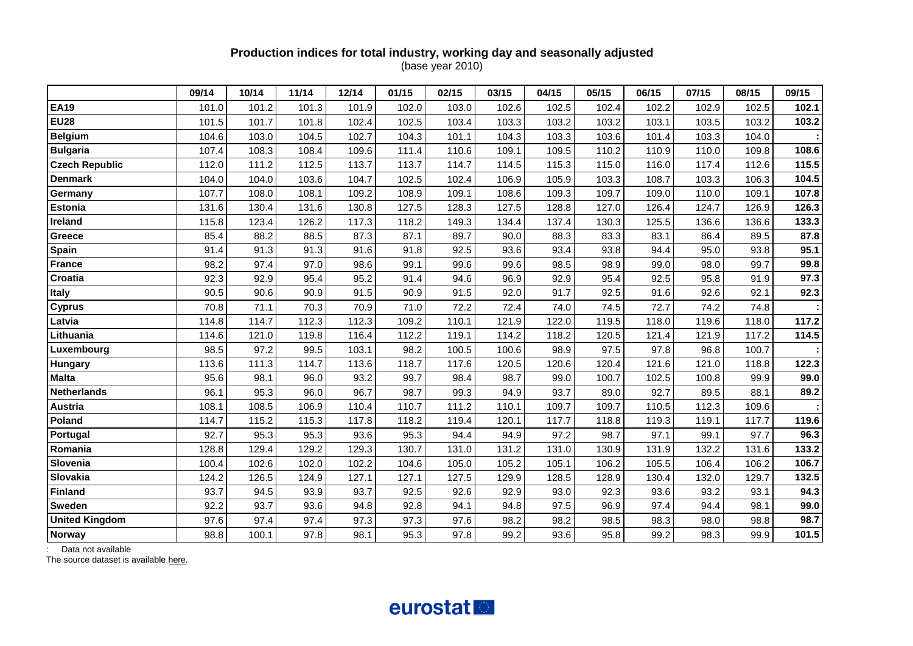**Production indices for total industry, working day and seasonally adjusted**
(base year 2010)

| | 09/14 | 10/14 | 11/14 | 12/14 | 01/15 | 02/15 | 03/15 | 04/15 | 05/15 | 06/15 | 07/15 | 08/15 | 09/15 |
|---|---|---|---|---|---|---|---|---|---|---|---|---|---|
| **EA19** | 101.0 | 101.2 | 101.3 | 101.9 | 102.0 | 103.0 | 102.6 | 102.5 | 102.4 | 102.2 | 102.9 | 102.5 | **102.1** |
| **EU28** | 101.5 | 101.7 | 101.8 | 102.4 | 102.5 | 103.4 | 103.3 | 103.2 | 103.2 | 103.1 | 103.5 | 103.2 | **103.2** |
| **Belgium** | 104.6 | 103.0 | 104.5 | 102.7 | 104.3 | 101.1 | 104.3 | 103.3 | 103.6 | 101.4 | 103.3 | 104.0 | **:** |
| **Bulgaria** | 107.4 | 108.3 | 108.4 | 109.6 | 111.4 | 110.6 | 109.1 | 109.5 | 110.2 | 110.9 | 110.0 | 109.8 | **108.6** |
| **Czech Republic** | 112.0 | 111.2 | 112.5 | 113.7 | 113.7 | 114.7 | 114.5 | 115.3 | 115.0 | 116.0 | 117.4 | 112.6 | **115.5** |
| **Denmark** | 104.0 | 104.0 | 103.6 | 104.7 | 102.5 | 102.4 | 106.9 | 105.9 | 103.3 | 108.7 | 103.3 | 106.3 | **104.5** |
| **Germany** | 107.7 | 108.0 | 108.1 | 109.2 | 108.9 | 109.1 | 108.6 | 109.3 | 109.7 | 109.0 | 110.0 | 109.1 | **107.8** |
| **Estonia** | 131.6 | 130.4 | 131.6 | 130.8 | 127.5 | 128.3 | 127.5 | 128.8 | 127.0 | 126.4 | 124.7 | 126.9 | **126.3** |
| **Ireland** | 115.8 | 123.4 | 126.2 | 117.3 | 118.2 | 149.3 | 134.4 | 137.4 | 130.3 | 125.5 | 136.6 | 136.6 | **133.3** |
| **Greece** | 85.4 | 88.2 | 88.5 | 87.3 | 87.1 | 89.7 | 90.0 | 88.3 | 83.3 | 83.1 | 86.4 | 89.5 | **87.8** |
| **Spain** | 91.4 | 91.3 | 91.3 | 91.6 | 91.8 | 92.5 | 93.6 | 93.4 | 93.8 | 94.4 | 95.0 | 93.8 | **95.1** |
| **France** | 98.2 | 97.4 | 97.0 | 98.6 | 99.1 | 99.6 | 99.6 | 98.5 | 98.9 | 99.0 | 98.0 | 99.7 | **99.8** |
| **Croatia** | 92.3 | 92.9 | 95.4 | 95.2 | 91.4 | 94.6 | 96.9 | 92.9 | 95.4 | 92.5 | 95.8 | 91.9 | **97.3** |
| **Italy** | 90.5 | 90.6 | 90.9 | 91.5 | 90.9 | 91.5 | 92.0 | 91.7 | 92.5 | 91.6 | 92.6 | 92.1 | **92.3** |
| **Cyprus** | 70.8 | 71.1 | 70.3 | 70.9 | 71.0 | 72.2 | 72.4 | 74.0 | 74.5 | 72.7 | 74.2 | 74.8 | **:** |
| **Latvia** | 114.8 | 114.7 | 112.3 | 112.3 | 109.2 | 110.1 | 121.9 | 122.0 | 119.5 | 118.0 | 119.6 | 118.0 | **117.2** |
| **Lithuania** | 114.6 | 121.0 | 119.8 | 116.4 | 112.2 | 119.1 | 114.2 | 118.2 | 120.5 | 121.4 | 121.9 | 117.2 | **114.5** |
| **Luxembourg** | 98.5 | 97.2 | 99.5 | 103.1 | 98.2 | 100.5 | 100.6 | 98.9 | 97.5 | 97.8 | 96.8 | 100.7 | **:** |
| **Hungary** | 113.6 | 111.3 | 114.7 | 113.6 | 118.7 | 117.6 | 120.5 | 120.6 | 120.4 | 121.6 | 121.0 | 118.8 | **122.3** |
| **Malta** | 95.6 | 98.1 | 96.0 | 93.2 | 99.7 | 98.4 | 98.7 | 99.0 | 100.7 | 102.5 | 100.8 | 99.9 | **99.0** |
| **Netherlands** | 96.1 | 95.3 | 96.0 | 96.7 | 98.7 | 99.3 | 94.9 | 93.7 | 89.0 | 92.7 | 89.5 | 88.1 | **89.2** |
| **Austria** | 108.1 | 108.5 | 106.9 | 110.4 | 110.7 | 111.2 | 110.1 | 109.7 | 109.7 | 110.5 | 112.3 | 109.6 | **:** |
| **Poland** | 114.7 | 115.2 | 115.3 | 117.8 | 118.2 | 119.4 | 120.1 | 117.7 | 118.8 | 119.3 | 119.1 | 117.7 | **119.6** |
| **Portugal** | 92.7 | 95.3 | 95.3 | 93.6 | 95.3 | 94.4 | 94.9 | 97.2 | 98.7 | 97.1 | 99.1 | 97.7 | **96.3** |
| **Romania** | 128.8 | 129.4 | 129.2 | 129.3 | 130.7 | 131.0 | 131.2 | 131.0 | 130.9 | 131.9 | 132.2 | 131.6 | **133.2** |
| **Slovenia** | 100.4 | 102.6 | 102.0 | 102.2 | 104.6 | 105.0 | 105.2 | 105.1 | 106.2 | 105.5 | 106.4 | 106.2 | **106.7** |
| **Slovakia** | 124.2 | 126.5 | 124.9 | 127.1 | 127.1 | 127.5 | 129.9 | 128.5 | 128.9 | 130.4 | 132.0 | 129.7 | **132.5** |
| **Finland** | 93.7 | 94.5 | 93.9 | 93.7 | 92.5 | 92.6 | 92.9 | 93.0 | 92.3 | 93.6 | 93.2 | 93.1 | **94.3** |
| **Sweden** | 92.2 | 93.7 | 93.6 | 94.8 | 92.8 | 94.1 | 94.8 | 97.5 | 96.9 | 97.4 | 94.4 | 98.1 | **99.0** |
| **United Kingdom** | 97.6 | 97.4 | 97.4 | 97.3 | 97.3 | 97.6 | 98.2 | 98.2 | 98.5 | 98.3 | 98.0 | 98.8 | **98.7** |
| **Norway** | 98.8 | 100.1 | 97.8 | 98.1 | 95.3 | 97.8 | 99.2 | 93.6 | 95.8 | 99.2 | 98.3 | 99.9 | **101.5** |

: Data not available

The source dataset is available here.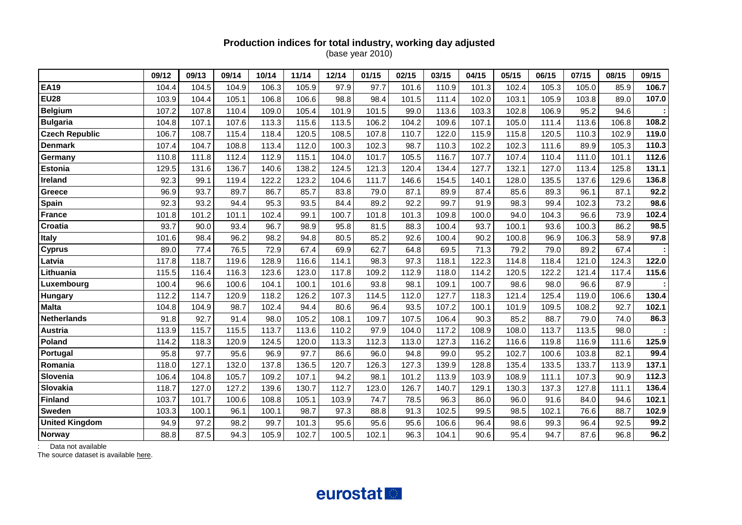**Production indices for total industry, working day adjusted**
(base year 2010)

| | 09/12 | 09/13 | 09/14 | 10/14 | 11/14 | 12/14 | 01/15 | 02/15 | 03/15 | 04/15 | 05/15 | 06/15 | 07/15 | 08/15 | 09/15 |
|---|---|---|---|---|---|---|---|---|---|---|---|---|---|---|---|
| **EA19** | 104.4 | 104.5 | 104.9 | 106.3 | 105.9 | 97.9 | 97.7 | 101.6 | 110.9 | 101.3 | 102.4 | 105.3 | 105.0 | 85.9 | **106.7** |
| **EU28** | 103.9 | 104.4 | 105.1 | 106.8 | 106.6 | 98.8 | 98.4 | 101.5 | 111.4 | 102.0 | 103.1 | 105.9 | 103.8 | 89.0 | **107.0** |
| **Belgium** | 107.2 | 107.8 | 110.4 | 109.0 | 105.4 | 101.9 | 101.5 | 99.0 | 113.6 | 103.3 | 102.8 | 106.9 | 95.2 | 94.6 | **:** |
| **Bulgaria** | 104.8 | 107.1 | 107.6 | 113.3 | 115.6 | 113.5 | 106.2 | 104.2 | 109.6 | 107.1 | 105.0 | 111.4 | 113.6 | 106.8 | **108.2** |
| **Czech Republic** | 106.7 | 108.7 | 115.4 | 118.4 | 120.5 | 108.5 | 107.8 | 110.7 | 122.0 | 115.9 | 115.8 | 120.5 | 110.3 | 102.9 | **119.0** |
| **Denmark** | 107.4 | 104.7 | 108.8 | 113.4 | 112.0 | 100.3 | 102.3 | 98.7 | 110.3 | 102.2 | 102.3 | 111.6 | 89.9 | 105.3 | **110.3** |
| **Germany** | 110.8 | 111.8 | 112.4 | 112.9 | 115.1 | 104.0 | 101.7 | 105.5 | 116.7 | 107.7 | 107.4 | 110.4 | 111.0 | 101.1 | **112.6** |
| **Estonia** | 129.5 | 131.6 | 136.7 | 140.6 | 138.2 | 124.5 | 121.3 | 120.4 | 134.4 | 127.7 | 132.1 | 127.0 | 113.4 | 125.8 | **131.1** |
| **Ireland** | 92.3 | 99.1 | 119.4 | 122.2 | 123.2 | 104.6 | 111.7 | 146.6 | 154.5 | 140.1 | 128.0 | 135.5 | 137.6 | 129.6 | **136.8** |
| **Greece** | 96.9 | 93.7 | 89.7 | 86.7 | 85.7 | 83.8 | 79.0 | 87.1 | 89.9 | 87.4 | 85.6 | 89.3 | 96.1 | 87.1 | **92.2** |
| **Spain** | 92.3 | 93.2 | 94.4 | 95.3 | 93.5 | 84.4 | 89.2 | 92.2 | 99.7 | 91.9 | 98.3 | 99.4 | 102.3 | 73.2 | **98.6** |
| **France** | 101.8 | 101.2 | 101.1 | 102.4 | 99.1 | 100.7 | 101.8 | 101.3 | 109.8 | 100.0 | 94.0 | 104.3 | 96.6 | 73.9 | **102.4** |
| **Croatia** | 93.7 | 90.0 | 93.4 | 96.7 | 98.9 | 95.8 | 81.5 | 88.3 | 100.4 | 93.7 | 100.1 | 93.6 | 100.3 | 86.2 | **98.5** |
| **Italy** | 101.6 | 98.4 | 96.2 | 98.2 | 94.8 | 80.5 | 85.2 | 92.6 | 100.4 | 90.2 | 100.8 | 96.9 | 106.3 | 58.9 | **97.8** |
| **Cyprus** | 89.0 | 77.4 | 76.5 | 72.9 | 67.4 | 69.9 | 62.7 | 64.8 | 69.5 | 71.3 | 79.2 | 79.0 | 89.2 | 67.4 | **:** |
| **Latvia** | 117.8 | 118.7 | 119.6 | 128.9 | 116.6 | 114.1 | 98.3 | 97.3 | 118.1 | 122.3 | 114.8 | 118.4 | 121.0 | 124.3 | **122.0** |
| **Lithuania** | 115.5 | 116.4 | 116.3 | 123.6 | 123.0 | 117.8 | 109.2 | 112.9 | 118.0 | 114.2 | 120.5 | 122.2 | 121.4 | 117.4 | **115.6** |
| **Luxembourg** | 100.4 | 96.6 | 100.6 | 104.1 | 100.1 | 101.6 | 93.8 | 98.1 | 109.1 | 100.7 | 98.6 | 98.0 | 96.6 | 87.9 | **:** |
| **Hungary** | 112.2 | 114.7 | 120.9 | 118.2 | 126.2 | 107.3 | 114.5 | 112.0 | 127.7 | 118.3 | 121.4 | 125.4 | 119.0 | 106.6 | **130.4** |
| **Malta** | 104.8 | 104.9 | 98.7 | 102.4 | 94.4 | 80.6 | 96.4 | 93.5 | 107.2 | 100.1 | 101.9 | 109.5 | 108.2 | 92.7 | **102.1** |
| **Netherlands** | 91.8 | 92.7 | 91.4 | 98.0 | 105.2 | 108.1 | 109.7 | 107.5 | 106.4 | 90.3 | 85.2 | 88.7 | 79.0 | 74.0 | **86.3** |
| **Austria** | 113.9 | 115.7 | 115.5 | 113.7 | 113.6 | 110.2 | 97.9 | 104.0 | 117.2 | 108.9 | 108.0 | 113.7 | 113.5 | 98.0 | **:** |
| **Poland** | 114.2 | 118.3 | 120.9 | 124.5 | 120.0 | 113.3 | 112.3 | 113.0 | 127.3 | 116.2 | 116.6 | 119.8 | 116.9 | 111.6 | **125.9** |
| **Portugal** | 95.8 | 97.7 | 95.6 | 96.9 | 97.7 | 86.6 | 96.0 | 94.8 | 99.0 | 95.2 | 102.7 | 100.6 | 103.8 | 82.1 | **99.4** |
| **Romania** | 118.0 | 127.1 | 132.0 | 137.8 | 136.5 | 120.7 | 126.3 | 127.3 | 139.9 | 128.8 | 135.4 | 133.5 | 133.7 | 113.9 | **137.1** |
| **Slovenia** | 106.4 | 104.8 | 105.7 | 109.2 | 107.1 | 94.2 | 98.1 | 101.2 | 113.9 | 103.9 | 108.9 | 111.1 | 107.3 | 90.9 | **112.3** |
| **Slovakia** | 118.7 | 127.0 | 127.2 | 139.6 | 130.7 | 112.7 | 123.0 | 126.7 | 140.7 | 129.1 | 130.3 | 137.3 | 127.8 | 111.1 | **136.4** |
| **Finland** | 103.7 | 101.7 | 100.6 | 108.8 | 105.1 | 103.9 | 74.7 | 78.5 | 96.3 | 86.0 | 96.0 | 91.6 | 84.0 | 94.6 | **102.1** |
| **Sweden** | 103.3 | 100.1 | 96.1 | 100.1 | 98.7 | 97.3 | 88.8 | 91.3 | 102.5 | 99.5 | 98.5 | 102.1 | 76.6 | 88.7 | **102.9** |
| **United Kingdom** | 94.9 | 97.2 | 98.2 | 99.7 | 101.3 | 95.6 | 95.6 | 95.6 | 106.6 | 96.4 | 98.6 | 99.3 | 96.4 | 92.5 | **99.2** |
| **Norway** | 88.8 | 87.5 | 94.3 | 105.9 | 102.7 | 100.5 | 102.1 | 96.3 | 104.1 | 90.6 | 95.4 | 94.7 | 87.6 | 96.8 | **96.2** |

: Data not available

The source dataset is available here.